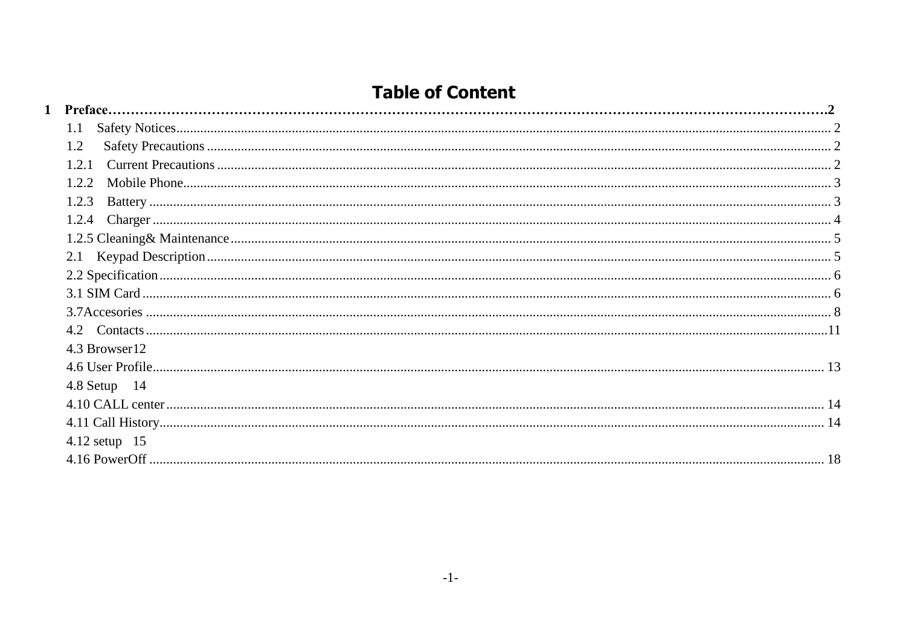# Table of Content

**1 Preface……………………………………………………………………………………………………………………………………2**

1.1 Safety Notices........................................................................................................ 2

1.2 Safety Precautions ................................................................................................. 2

1.2.1 Current Precautions ............................................................................................ 2

1.2.2 Mobile Phone....................................................................................................... 3

1.2.3 Battery ................................................................................................................. 3

1.2.4 Charger ............................................................................................................... 4

1.2.5 Cleaning& Maintenance......................................................................................... 5

2.1 Keypad Description................................................................................................ 5

2.2 Specification........................................................................................................... 6

3.1 SIM Card ................................................................................................................ 6

3.7Accesories ............................................................................................................... 8

4.2 Contacts.................................................................................................................11

4.3 Browser12

4.6 User Profile............................................................................................................ 13

4.8 Setup 14

4.10 CALL center.......................................................................................................... 14

4.11 Call History........................................................................................................... 14

4.12 setup 15

4.16 PowerOff ............................................................................................................. 18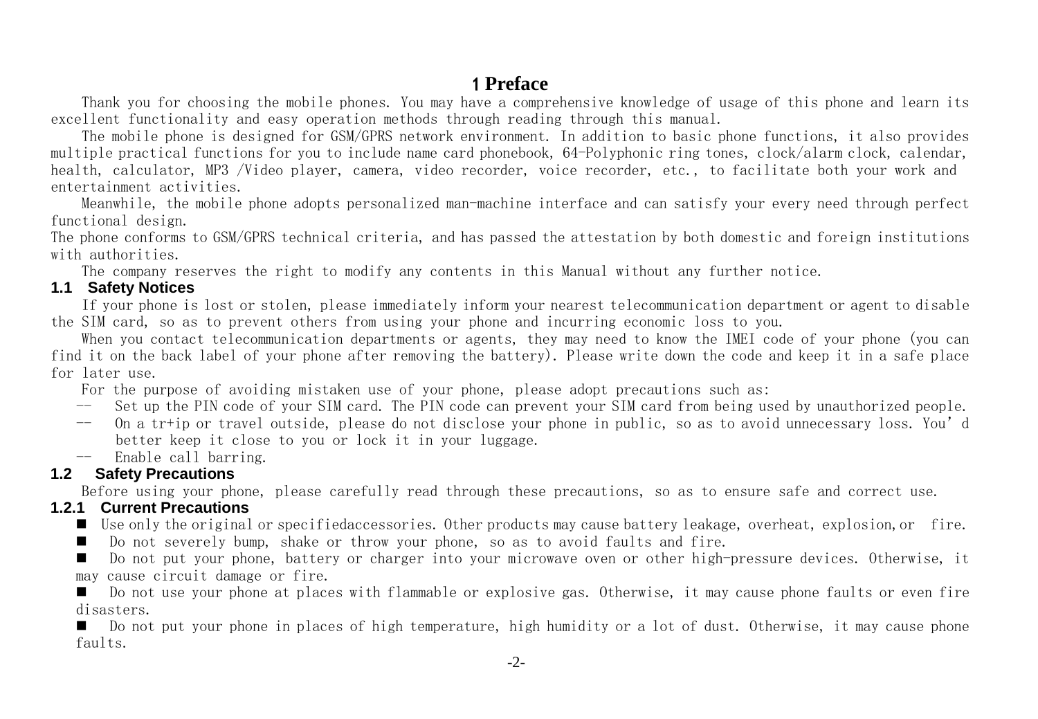# 1 Preface

Thank you for choosing the mobile phones. You may have a comprehensive knowledge of usage of this phone and learn its excellent functionality and easy operation methods through reading through this manual.

The mobile phone is designed for GSM/GPRS network environment. In addition to basic phone functions, it also provides multiple practical functions for you to include name card phonebook, 64-Polyphonic ring tones, clock/alarm clock, calendar, health, calculator, MP3 /Video player, camera, video recorder, voice recorder, etc., to facilitate both your work and entertainment activities.

Meanwhile, the mobile phone adopts personalized man-machine interface and can satisfy your every need through perfect functional design.

The phone conforms to GSM/GPRS technical criteria, and has passed the attestation by both domestic and foreign institutions with authorities.

The company reserves the right to modify any contents in this Manual without any further notice.

## 1.1 Safety Notices

If your phone is lost or stolen, please immediately inform your nearest telecommunication department or agent to disable the SIM card, so as to prevent others from using your phone and incurring economic loss to you.

When you contact telecommunication departments or agents, they may need to know the IMEI code of your phone (you can find it on the back label of your phone after removing the battery). Please write down the code and keep it in a safe place for later use.

For the purpose of avoiding mistaken use of your phone, please adopt precautions such as:

-- Set up the PIN code of your SIM card. The PIN code can prevent your SIM card from being used by unauthorized people.

-- On a tr+ip or travel outside, please do not disclose your phone in public, so as to avoid unnecessary loss. You'd better keep it close to you or lock it in your luggage.

-- Enable call barring.

## 1.2 Safety Precautions

Before using your phone, please carefully read through these precautions, so as to ensure safe and correct use.

### 1.2.1 Current Precautions

- Use only the original or specifiedaccessories. Other products may cause battery leakage, overheat, explosion, or fire.
- Do not severely bump, shake or throw your phone, so as to avoid faults and fire.
- Do not put your phone, battery or charger into your microwave oven or other high-pressure devices. Otherwise, it may cause circuit damage or fire.
- Do not use your phone at places with flammable or explosive gas. Otherwise, it may cause phone faults or even fire disasters.
- Do not put your phone in places of high temperature, high humidity or a lot of dust. Otherwise, it may cause phone faults.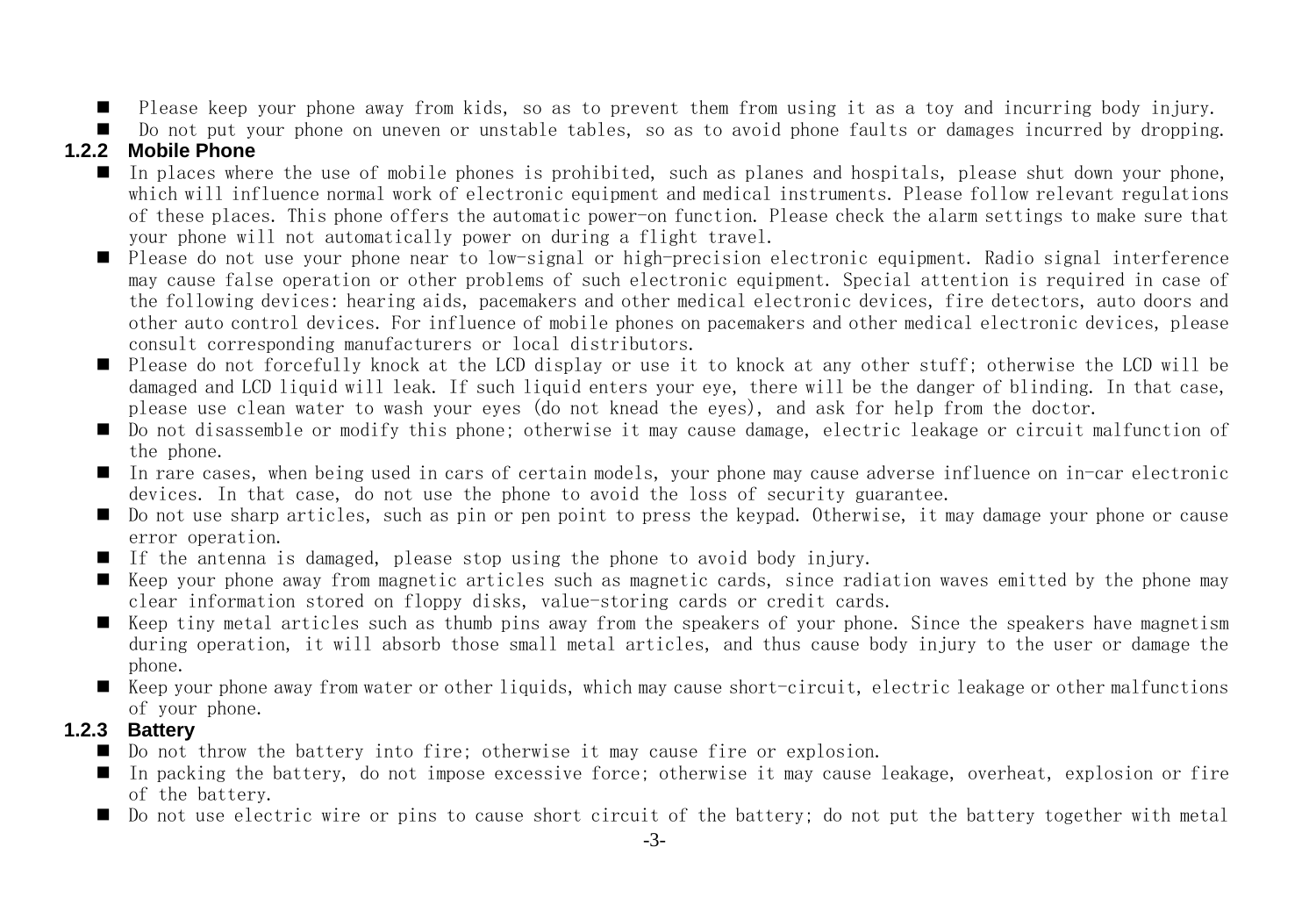- Please keep your phone away from kids, so as to prevent them from using it as a toy and incurring body injury.
- Do not put your phone on uneven or unstable tables, so as to avoid phone faults or damages incurred by dropping.

### 1.2.2 Mobile Phone

- In places where the use of mobile phones is prohibited, such as planes and hospitals, please shut down your phone, which will influence normal work of electronic equipment and medical instruments. Please follow relevant regulations of these places. This phone offers the automatic power-on function. Please check the alarm settings to make sure that your phone will not automatically power on during a flight travel.
- Please do not use your phone near to low-signal or high-precision electronic equipment. Radio signal interference may cause false operation or other problems of such electronic equipment. Special attention is required in case of the following devices: hearing aids, pacemakers and other medical electronic devices, fire detectors, auto doors and other auto control devices. For influence of mobile phones on pacemakers and other medical electronic devices, please consult corresponding manufacturers or local distributors.
- Please do not forcefully knock at the LCD display or use it to knock at any other stuff; otherwise the LCD will be damaged and LCD liquid will leak. If such liquid enters your eye, there will be the danger of blinding. In that case, please use clean water to wash your eyes (do not knead the eyes), and ask for help from the doctor.
- Do not disassemble or modify this phone; otherwise it may cause damage, electric leakage or circuit malfunction of the phone.
- In rare cases, when being used in cars of certain models, your phone may cause adverse influence on in-car electronic devices. In that case, do not use the phone to avoid the loss of security guarantee.
- Do not use sharp articles, such as pin or pen point to press the keypad. Otherwise, it may damage your phone or cause error operation.
- If the antenna is damaged, please stop using the phone to avoid body injury.
- Keep your phone away from magnetic articles such as magnetic cards, since radiation waves emitted by the phone may clear information stored on floppy disks, value-storing cards or credit cards.
- Keep tiny metal articles such as thumb pins away from the speakers of your phone. Since the speakers have magnetism during operation, it will absorb those small metal articles, and thus cause body injury to the user or damage the phone.
- Keep your phone away from water or other liquids, which may cause short-circuit, electric leakage or other malfunctions of your phone.

### 1.2.3 Battery

- Do not throw the battery into fire; otherwise it may cause fire or explosion.
- In packing the battery, do not impose excessive force; otherwise it may cause leakage, overheat, explosion or fire of the battery.
- Do not use electric wire or pins to cause short circuit of the battery; do not put the battery together with metal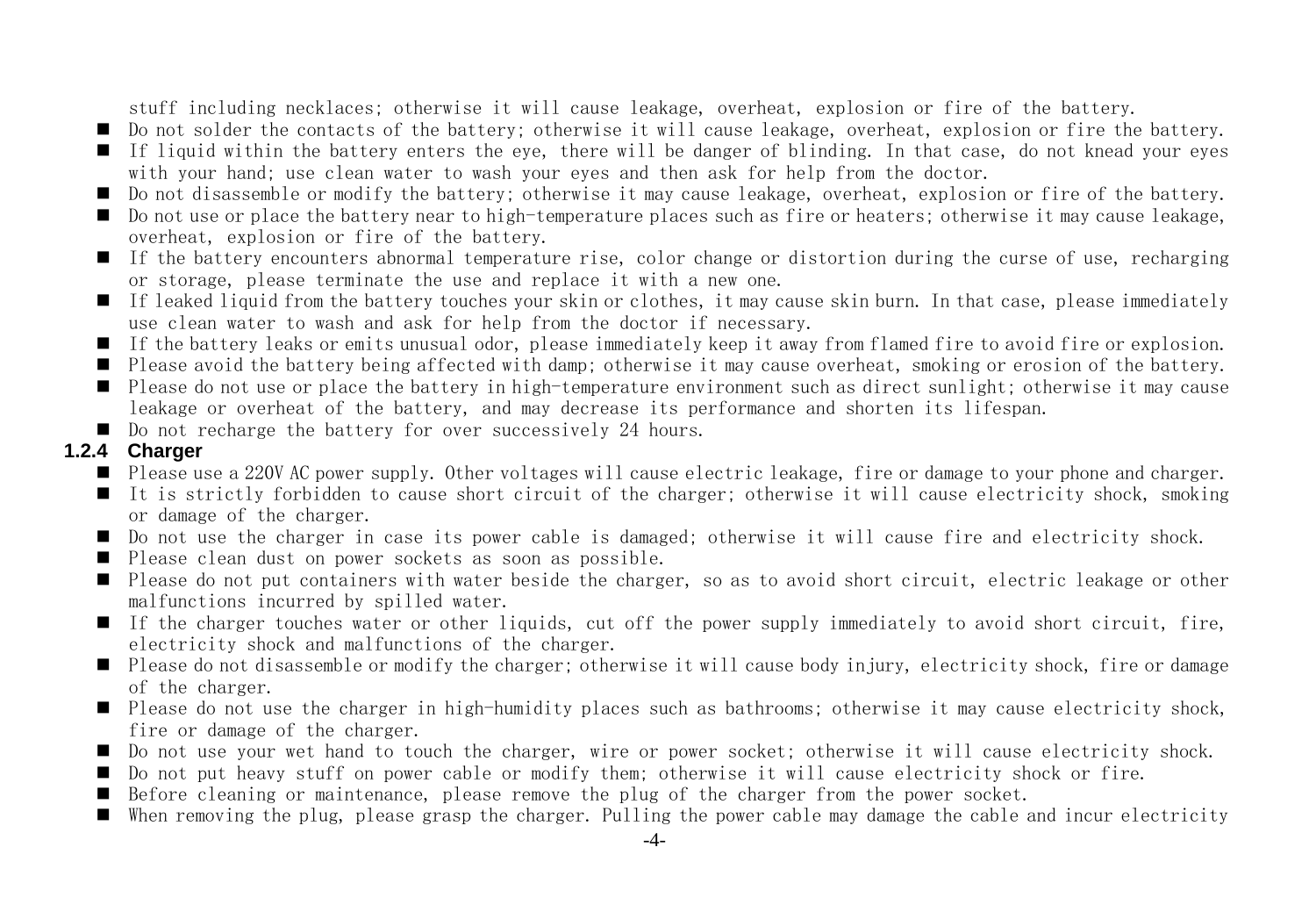stuff including necklaces; otherwise it will cause leakage, overheat, explosion or fire of the battery.

- Do not solder the contacts of the battery; otherwise it will cause leakage, overheat, explosion or fire the battery.
- If liquid within the battery enters the eye, there will be danger of blinding. In that case, do not knead your eyes with your hand; use clean water to wash your eyes and then ask for help from the doctor.
- Do not disassemble or modify the battery; otherwise it may cause leakage, overheat, explosion or fire of the battery.
- Do not use or place the battery near to high-temperature places such as fire or heaters; otherwise it may cause leakage, overheat, explosion or fire of the battery.
- If the battery encounters abnormal temperature rise, color change or distortion during the curse of use, recharging or storage, please terminate the use and replace it with a new one.
- If leaked liquid from the battery touches your skin or clothes, it may cause skin burn. In that case, please immediately use clean water to wash and ask for help from the doctor if necessary.
- If the battery leaks or emits unusual odor, please immediately keep it away from flamed fire to avoid fire or explosion.
- Please avoid the battery being affected with damp; otherwise it may cause overheat, smoking or erosion of the battery.
- Please do not use or place the battery in high-temperature environment such as direct sunlight; otherwise it may cause leakage or overheat of the battery, and may decrease its performance and shorten its lifespan.
- Do not recharge the battery for over successively 24 hours.

### 1.2.4 Charger

- Please use a 220V AC power supply. Other voltages will cause electric leakage, fire or damage to your phone and charger.
- It is strictly forbidden to cause short circuit of the charger; otherwise it will cause electricity shock, smoking or damage of the charger.
- Do not use the charger in case its power cable is damaged; otherwise it will cause fire and electricity shock.
- Please clean dust on power sockets as soon as possible.
- Please do not put containers with water beside the charger, so as to avoid short circuit, electric leakage or other malfunctions incurred by spilled water.
- If the charger touches water or other liquids, cut off the power supply immediately to avoid short circuit, fire, electricity shock and malfunctions of the charger.
- Please do not disassemble or modify the charger; otherwise it will cause body injury, electricity shock, fire or damage of the charger.
- Please do not use the charger in high-humidity places such as bathrooms; otherwise it may cause electricity shock, fire or damage of the charger.
- Do not use your wet hand to touch the charger, wire or power socket; otherwise it will cause electricity shock.
- Do not put heavy stuff on power cable or modify them; otherwise it will cause electricity shock or fire.
- Before cleaning or maintenance, please remove the plug of the charger from the power socket.
- When removing the plug, please grasp the charger. Pulling the power cable may damage the cable and incur electricity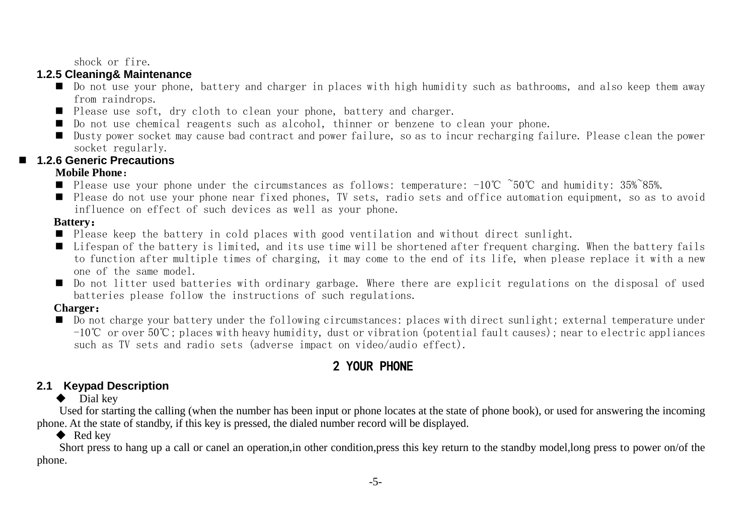shock or fire.

### 1.2.5 Cleaning& Maintenance

- Do not use your phone, battery and charger in places with high humidity such as bathrooms, and also keep them away from raindrops.
- Please use soft, dry cloth to clean your phone, battery and charger.
- Do not use chemical reagents such as alcohol, thinner or benzene to clean your phone.
- Dusty power socket may cause bad contract and power failure, so as to incur recharging failure. Please clean the power socket regularly.

### 1.2.6 Generic Precautions

**Mobile Phone：**

- Please use your phone under the circumstances as follows: temperature: -10℃ ~50℃ and humidity: 35%~85%.
- Please do not use your phone near fixed phones, TV sets, radio sets and office automation equipment, so as to avoid influence on effect of such devices as well as your phone.

**Battery：**

- Please keep the battery in cold places with good ventilation and without direct sunlight.
- Lifespan of the battery is limited, and its use time will be shortened after frequent charging. When the battery fails to function after multiple times of charging, it may come to the end of its life, when please replace it with a new one of the same model.
- Do not litter used batteries with ordinary garbage. Where there are explicit regulations on the disposal of used batteries please follow the instructions of such regulations.

**Charger：**

- Do not charge your battery under the following circumstances: places with direct sunlight; external temperature under -10℃ or over 50℃; places with heavy humidity, dust or vibration (potential fault causes); near to electric appliances such as TV sets and radio sets (adverse impact on video/audio effect).

# 2 YOUR PHONE

## 2.1 Keypad Description

◆ Dial key

Used for starting the calling (when the number has been input or phone locates at the state of phone book), or used for answering the incoming phone. At the state of standby, if this key is pressed, the dialed number record will be displayed.

◆ Red key

Short press to hang up a call or canel an operation,in other condition,press this key return to the standby model,long press to power on/of the phone.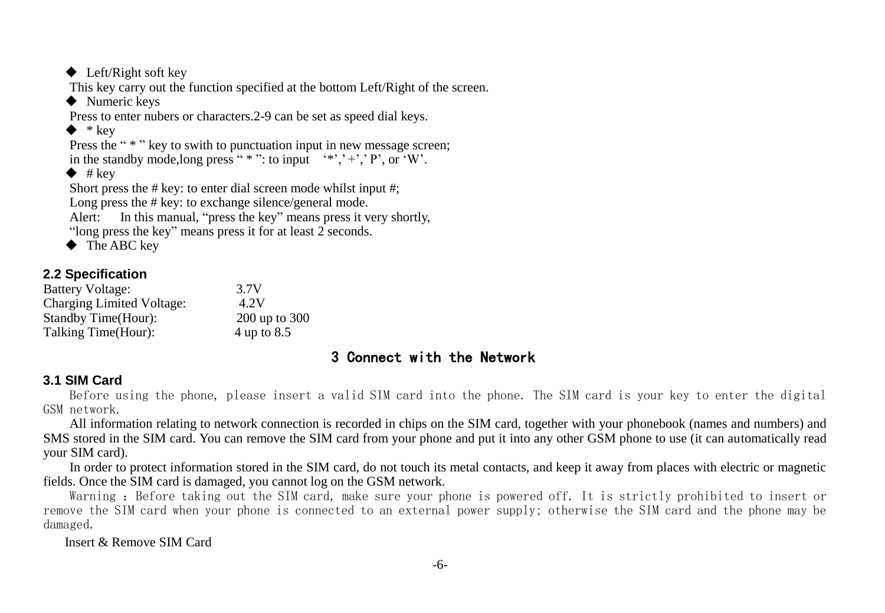- ◆ Left/Right soft key

This key carry out the function specified at the bottom Left/Right of the screen.

- ◆ Numeric keys

Press to enter nubers or characters.2-9 can be set as speed dial keys.

- ◆ * key

Press the " * " key to swith to punctuation input in new message screen;
in the standby mode,long press " * ": to input '*',' +',' P', or 'W'.

- ◆ # key

Short press the # key: to enter dial screen mode whilst input #;
Long press the # key: to exchange silence/general mode.
Alert: In this manual, "press the key" means press it very shortly, "long press the key" means press it for at least 2 seconds.

- ◆ The ABC key

### 2.2 Specification

| | |
|---|---|
| Battery Voltage: | 3.7V |
| Charging Limited Voltage: | 4.2V |
| Standby Time(Hour): | 200 up to 300 |
| Talking Time(Hour): | 4 up to 8.5 |

## 3 Connect with the Network

### 3.1 SIM Card

Before using the phone, please insert a valid SIM card into the phone. The SIM card is your key to enter the digital GSM network.

All information relating to network connection is recorded in chips on the SIM card, together with your phonebook (names and numbers) and SMS stored in the SIM card. You can remove the SIM card from your phone and put it into any other GSM phone to use (it can automatically read your SIM card).

In order to protect information stored in the SIM card, do not touch its metal contacts, and keep it away from places with electric or magnetic fields. Once the SIM card is damaged, you cannot log on the GSM network.

Warning : Before taking out the SIM card, make sure your phone is powered off. It is strictly prohibited to insert or remove the SIM card when your phone is connected to an external power supply; otherwise the SIM card and the phone may be damaged.

Insert & Remove SIM Card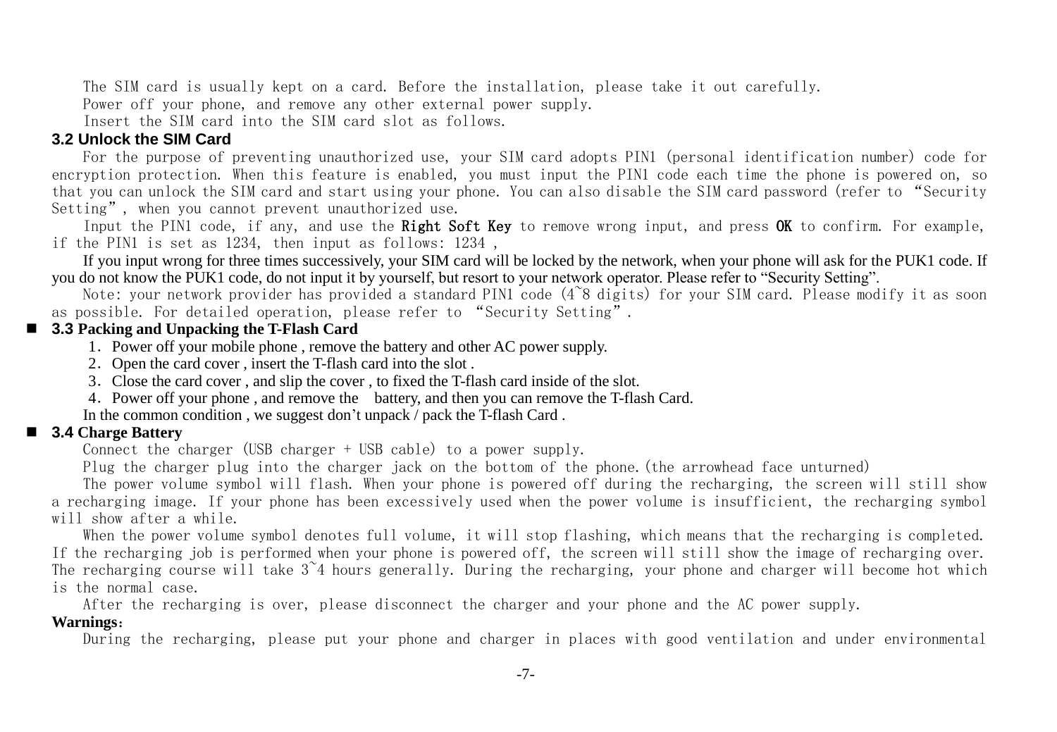The SIM card is usually kept on a card. Before the installation, please take it out carefully.

Power off your phone, and remove any other external power supply.

Insert the SIM card into the SIM card slot as follows.

### 3.2 Unlock the SIM Card

For the purpose of preventing unauthorized use, your SIM card adopts PIN1 (personal identification number) code for encryption protection. When this feature is enabled, you must input the PIN1 code each time the phone is powered on, so that you can unlock the SIM card and start using your phone. You can also disable the SIM card password (refer to "Security Setting", when you cannot prevent unauthorized use.

Input the PIN1 code, if any, and use the **Right Soft Key** to remove wrong input, and press **OK** to confirm. For example, if the PIN1 is set as 1234, then input as follows: 1234 ,

If you input wrong for three times successively, your SIM card will be locked by the network, when your phone will ask for the PUK1 code. If you do not know the PUK1 code, do not input it by yourself, but resort to your network operator. Please refer to "Security Setting".

Note: your network provider has provided a standard PIN1 code (4~8 digits) for your SIM card. Please modify it as soon as possible. For detailed operation, please refer to "Security Setting".

### 3.3 Packing and Unpacking the T-Flash Card

1. Power off your mobile phone , remove the battery and other AC power supply.
2. Open the card cover , insert the T-flash card into the slot .
3. Close the card cover , and slip the cover , to fixed the T-flash card inside of the slot.
4. Power off your phone , and remove the battery, and then you can remove the T-flash Card.

In the common condition , we suggest don't unpack / pack the T-flash Card .

### 3.4 Charge Battery

Connect the charger (USB charger + USB cable) to a power supply.

Plug the charger plug into the charger jack on the bottom of the phone.(the arrowhead face unturned)

The power volume symbol will flash. When your phone is powered off during the recharging, the screen will still show a recharging image. If your phone has been excessively used when the power volume is insufficient, the recharging symbol will show after a while.

When the power volume symbol denotes full volume, it will stop flashing, which means that the recharging is completed. If the recharging job is performed when your phone is powered off, the screen will still show the image of recharging over. The recharging course will take 3~4 hours generally. During the recharging, your phone and charger will become hot which is the normal case.

After the recharging is over, please disconnect the charger and your phone and the AC power supply.

**Warnings**:

During the recharging, please put your phone and charger in places with good ventilation and under environmental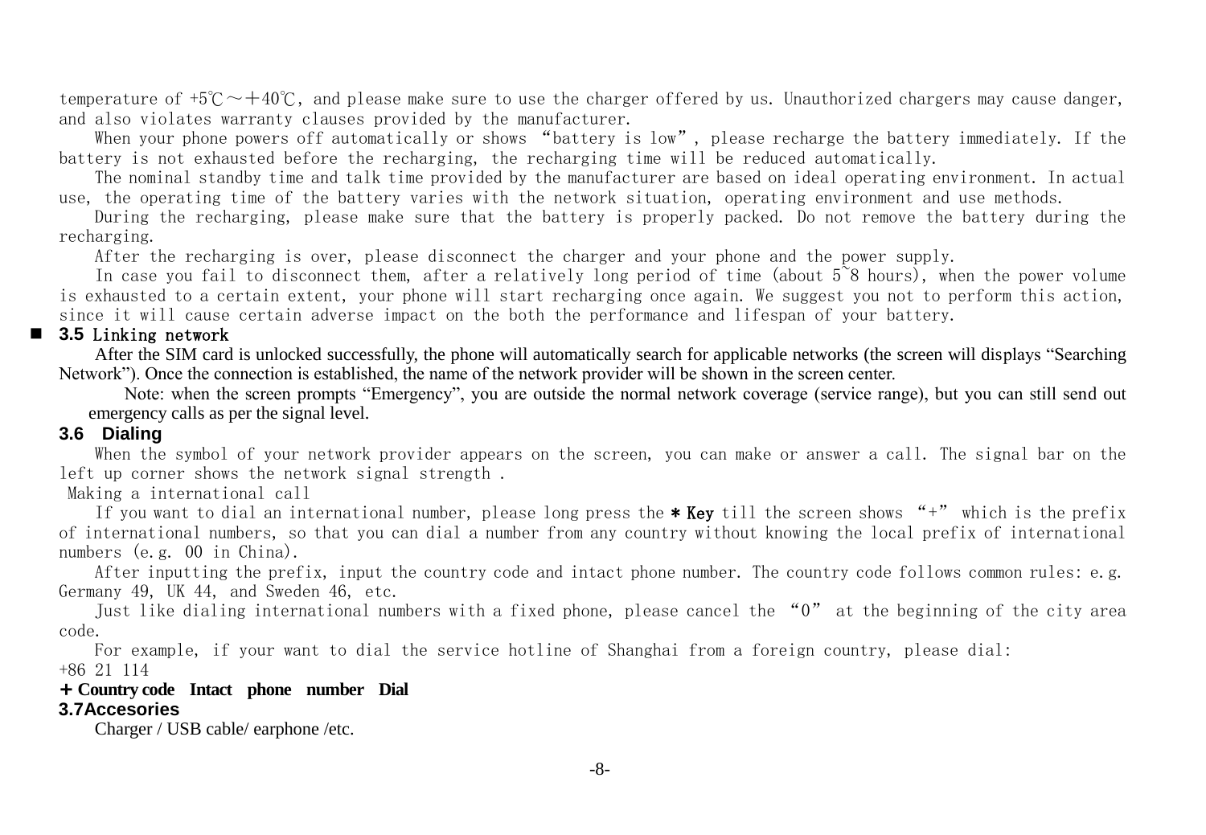temperature of +5℃～＋40℃, and please make sure to use the charger offered by us. Unauthorized chargers may cause danger, and also violates warranty clauses provided by the manufacturer.

When your phone powers off automatically or shows "battery is low", please recharge the battery immediately. If the battery is not exhausted before the recharging, the recharging time will be reduced automatically.

The nominal standby time and talk time provided by the manufacturer are based on ideal operating environment. In actual use, the operating time of the battery varies with the network situation, operating environment and use methods.

During the recharging, please make sure that the battery is properly packed. Do not remove the battery during the recharging.

After the recharging is over, please disconnect the charger and your phone and the power supply.

In case you fail to disconnect them, after a relatively long period of time (about 5~8 hours), when the power volume is exhausted to a certain extent, your phone will start recharging once again. We suggest you not to perform this action, since it will cause certain adverse impact on the both the performance and lifespan of your battery.

## 3.5 Linking network

After the SIM card is unlocked successfully, the phone will automatically search for applicable networks (the screen will displays "Searching Network"). Once the connection is established, the name of the network provider will be shown in the screen center.

Note: when the screen prompts "Emergency", you are outside the normal network coverage (service range), but you can still send out emergency calls as per the signal level.

## 3.6 Dialing

When the symbol of your network provider appears on the screen, you can make or answer a call. The signal bar on the left up corner shows the network signal strength .

Making a international call

If you want to dial an international number, please long press the **\* Key** till the screen shows "+" which is the prefix of international numbers, so that you can dial a number from any country without knowing the local prefix of international numbers (e.g. 00 in China).

After inputting the prefix, input the country code and intact phone number. The country code follows common rules: e.g. Germany 49, UK 44, and Sweden 46, etc.

Just like dialing international numbers with a fixed phone, please cancel the "0" at the beginning of the city area code.

For example, if your want to dial the service hotline of Shanghai from a foreign country, please dial:

+86 21 114

**＋ Country code Intact phone number Dial**

## 3.7Accesories

Charger / USB cable/ earphone /etc.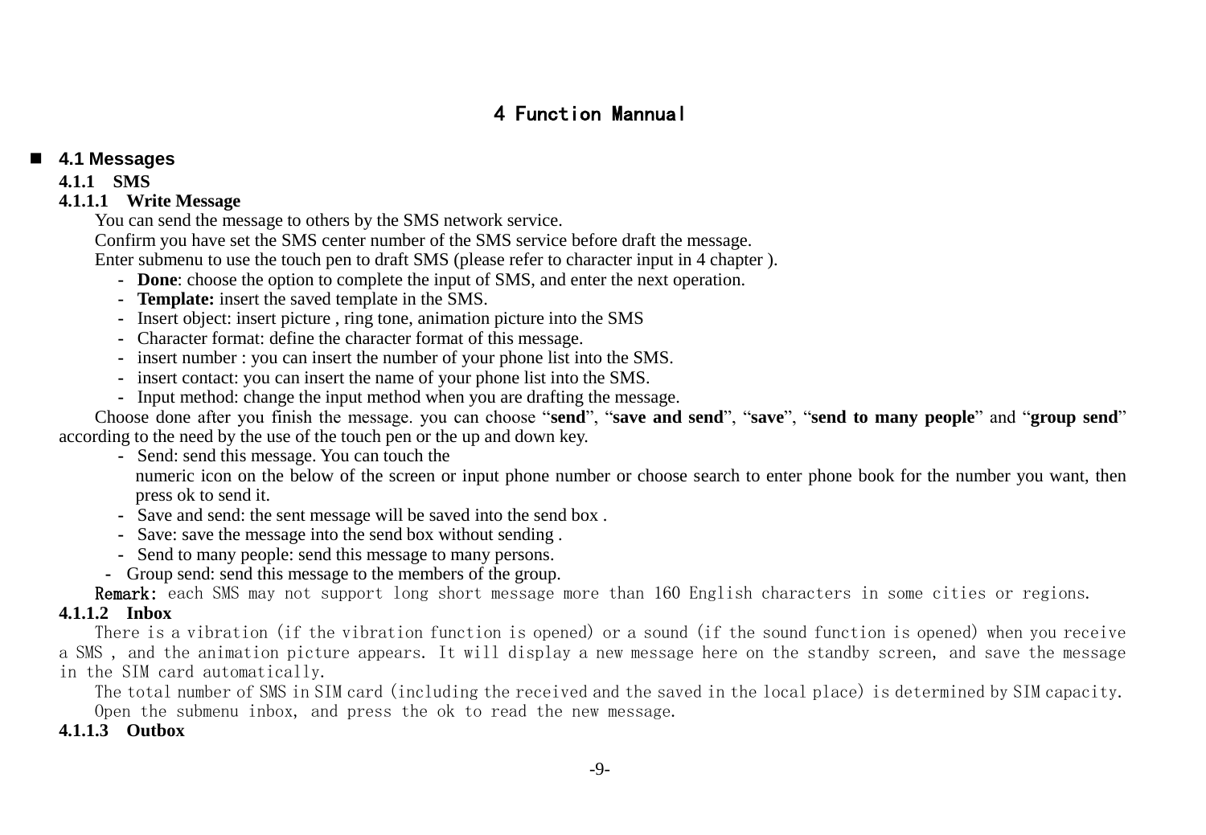# 4 Function Mannual

## 4.1 Messages

### 4.1.1 SMS

#### 4.1.1.1 Write Message

You can send the message to others by the SMS network service.

Confirm you have set the SMS center number of the SMS service before draft the message.

Enter submenu to use the touch pen to draft SMS (please refer to character input in 4 chapter ).

- **Done**: choose the option to complete the input of SMS, and enter the next operation.
- **Template:** insert the saved template in the SMS.
- Insert object: insert picture , ring tone, animation picture into the SMS
- Character format: define the character format of this message.
- insert number : you can insert the number of your phone list into the SMS.
- insert contact: you can insert the name of your phone list into the SMS.
- Input method: change the input method when you are drafting the message.

Choose done after you finish the message. you can choose "**send**", "**save and send**", "**save**", "**send to many people**" and "**group send**" according to the need by the use of the touch pen or the up and down key.

- Send: send this message. You can touch the numeric icon on the below of the screen or input phone number or choose search to enter phone book for the number you want, then press ok to send it.
- Save and send: the sent message will be saved into the send box .
- Save: save the message into the send box without sending .
- Send to many people: send this message to many persons.
- Group send: send this message to the members of the group.

**Remark:** each SMS may not support long short message more than 160 English characters in some cities or regions.

#### 4.1.1.2 Inbox

There is a vibration (if the vibration function is opened) or a sound (if the sound function is opened) when you receive a SMS , and the animation picture appears. It will display a new message here on the standby screen, and save the message in the SIM card automatically.

The total number of SMS in SIM card (including the received and the saved in the local place) is determined by SIM capacity.

Open the submenu inbox, and press the ok to read the new message.

#### 4.1.1.3 Outbox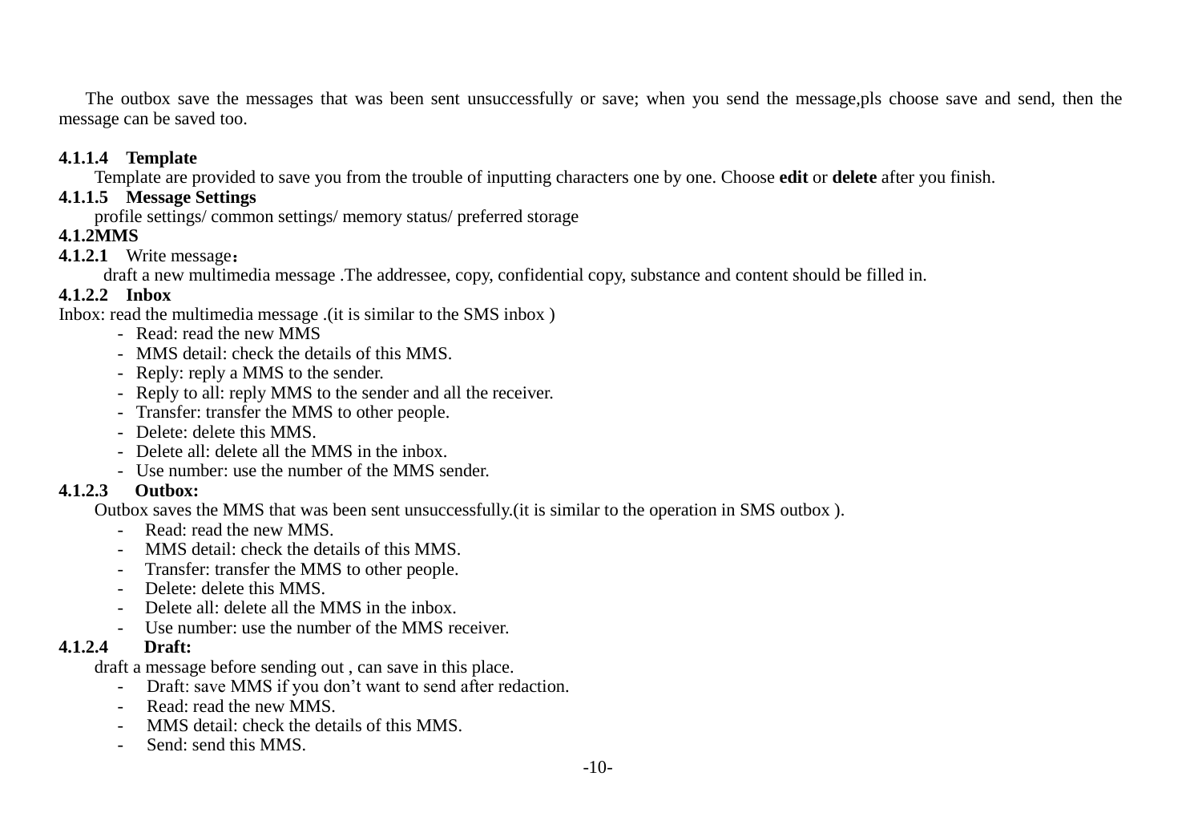The outbox save the messages that was been sent unsuccessfully or save; when you send the message,pls choose save and send, then the message can be saved too.

#### 4.1.1.4 Template

Template are provided to save you from the trouble of inputting characters one by one. Choose **edit** or **delete** after you finish.

#### 4.1.1.5 Message Settings

profile settings/ common settings/ memory status/ preferred storage

### 4.1.2MMS

#### 4.1.2.1 Write message：

draft a new multimedia message .The addressee, copy, confidential copy, substance and content should be filled in.

#### 4.1.2.2 Inbox

Inbox: read the multimedia message .(it is similar to the SMS inbox )

- Read: read the new MMS
- MMS detail: check the details of this MMS.
- Reply: reply a MMS to the sender.
- Reply to all: reply MMS to the sender and all the receiver.
- Transfer: transfer the MMS to other people.
- Delete: delete this MMS.
- Delete all: delete all the MMS in the inbox.
- Use number: use the number of the MMS sender.

#### 4.1.2.3 Outbox:

Outbox saves the MMS that was been sent unsuccessfully.(it is similar to the operation in SMS outbox ).

- Read: read the new MMS.
- MMS detail: check the details of this MMS.
- Transfer: transfer the MMS to other people.
- Delete: delete this MMS.
- Delete all: delete all the MMS in the inbox.
- Use number: use the number of the MMS receiver.

#### 4.1.2.4 Draft:

draft a message before sending out , can save in this place.

- Draft: save MMS if you don’t want to send after redaction.
- Read: read the new MMS.
- MMS detail: check the details of this MMS.
- Send: send this MMS.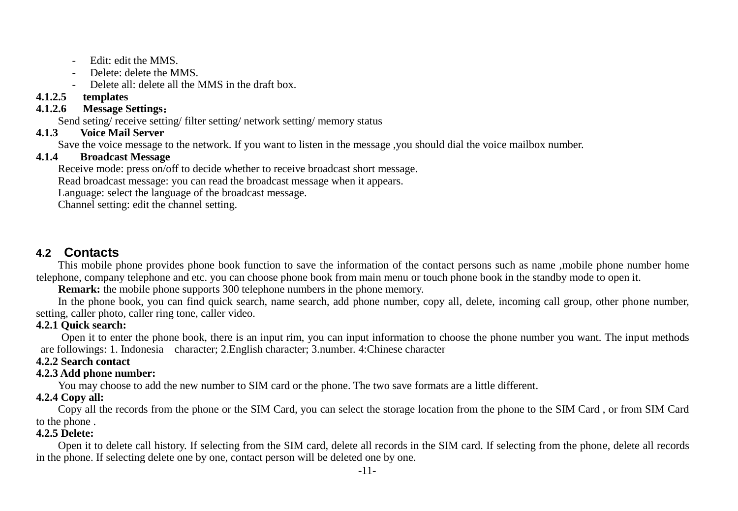- Edit: edit the MMS.
- Delete: delete the MMS.
- Delete all: delete all the MMS in the draft box.

#### 4.1.2.5 templates

#### 4.1.2.6 Message Settings：

Send seting/ receive setting/ filter setting/ network setting/ memory status

### 4.1.3 Voice Mail Server

Save the voice message to the network. If you want to listen in the message ,you should dial the voice mailbox number.

### 4.1.4 Broadcast Message

Receive mode: press on/off to decide whether to receive broadcast short message.

Read broadcast message: you can read the broadcast message when it appears.

Language: select the language of the broadcast message.

Channel setting: edit the channel setting.

## 4.2 Contacts

This mobile phone provides phone book function to save the information of the contact persons such as name ,mobile phone number home telephone, company telephone and etc. you can choose phone book from main menu or touch phone book in the standby mode to open it.

**Remark:** the mobile phone supports 300 telephone numbers in the phone memory.

In the phone book, you can find quick search, name search, add phone number, copy all, delete, incoming call group, other phone number, setting, caller photo, caller ring tone, caller video.

### 4.2.1 Quick search:

Open it to enter the phone book, there is an input rim, you can input information to choose the phone number you want. The input methods are followings: 1. Indonesia character; 2.English character; 3.number. 4:Chinese character

### 4.2.2 Search contact

### 4.2.3 Add phone number:

You may choose to add the new number to SIM card or the phone. The two save formats are a little different.

### 4.2.4 Copy all:

Copy all the records from the phone or the SIM Card, you can select the storage location from the phone to the SIM Card , or from SIM Card to the phone .

### 4.2.5 Delete:

Open it to delete call history. If selecting from the SIM card, delete all records in the SIM card. If selecting from the phone, delete all records in the phone. If selecting delete one by one, contact person will be deleted one by one.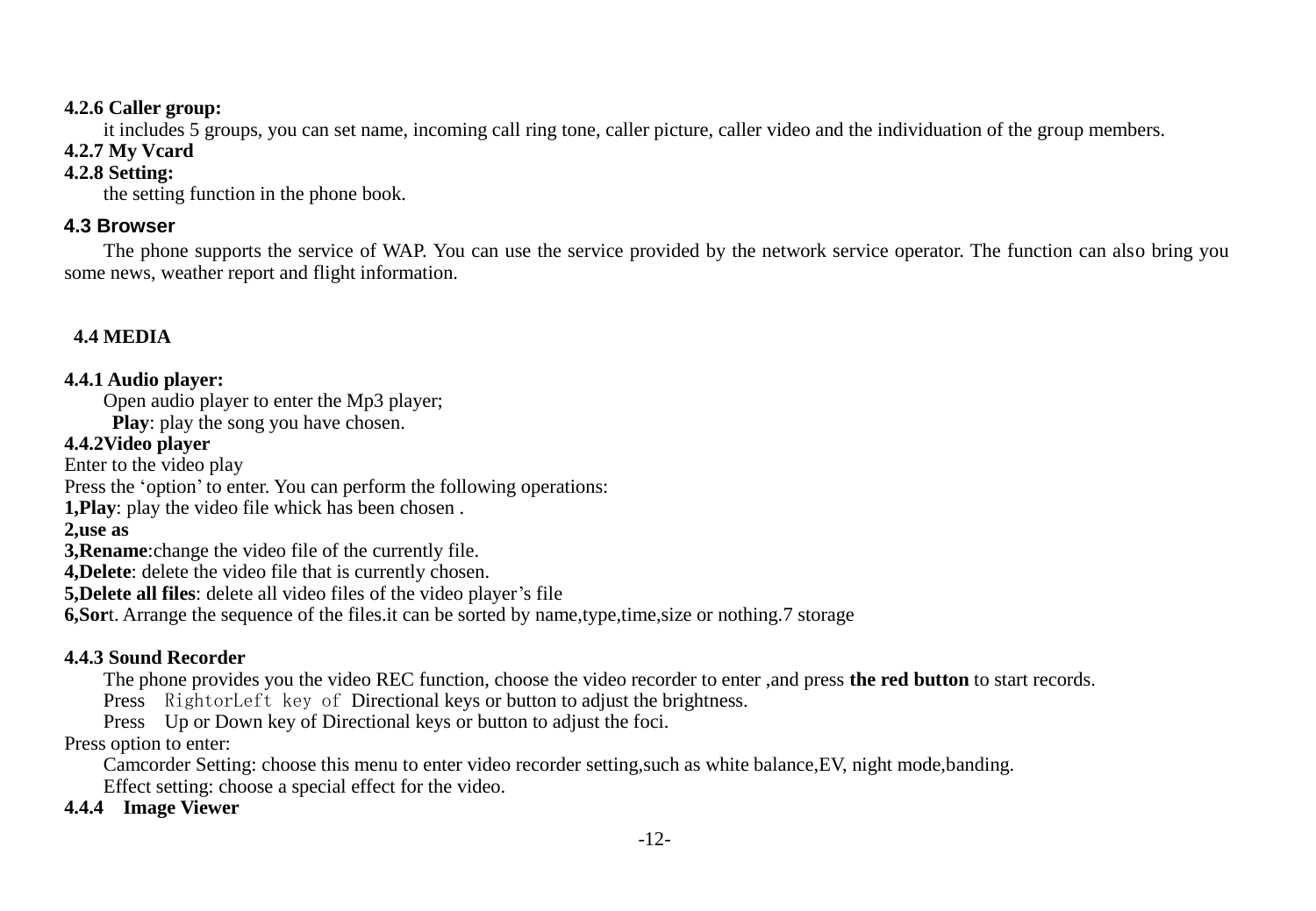**4.2.6 Caller group:**

it includes 5 groups, you can set name, incoming call ring tone, caller picture, caller video and the individuation of the group members.

**4.2.7 My Vcard**

**4.2.8 Setting:**

the setting function in the phone book.

### 4.3 Browser

The phone supports the service of WAP. You can use the service provided by the network service operator. The function can also bring you some news, weather report and flight information.

### 4.4 MEDIA

**4.4.1 Audio player:**

Open audio player to enter the Mp3 player;

**Play**: play the song you have chosen.

**4.4.2Video player**

Enter to the video play

Press the ‘option’ to enter. You can perform the following operations:

**1,Play**: play the video file whick has been chosen .

**2,use as**

**3,Rename**:change the video file of the currently file.

**4,Delete**: delete the video file that is currently chosen.

**5,Delete all files**: delete all video files of the video player’s file

**6,Sor**t. Arrange the sequence of the files.it can be sorted by name,type,time,size or nothing.7 storage

**4.4.3 Sound Recorder**

The phone provides you the video REC function, choose the video recorder to enter ,and press **the red button** to start records.

Press RightorLeft key of Directional keys or button to adjust the brightness.

Press Up or Down key of Directional keys or button to adjust the foci.

Press option to enter:

Camcorder Setting: choose this menu to enter video recorder setting,such as white balance,EV, night mode,banding.

Effect setting: choose a special effect for the video.

**4.4.4 Image Viewer**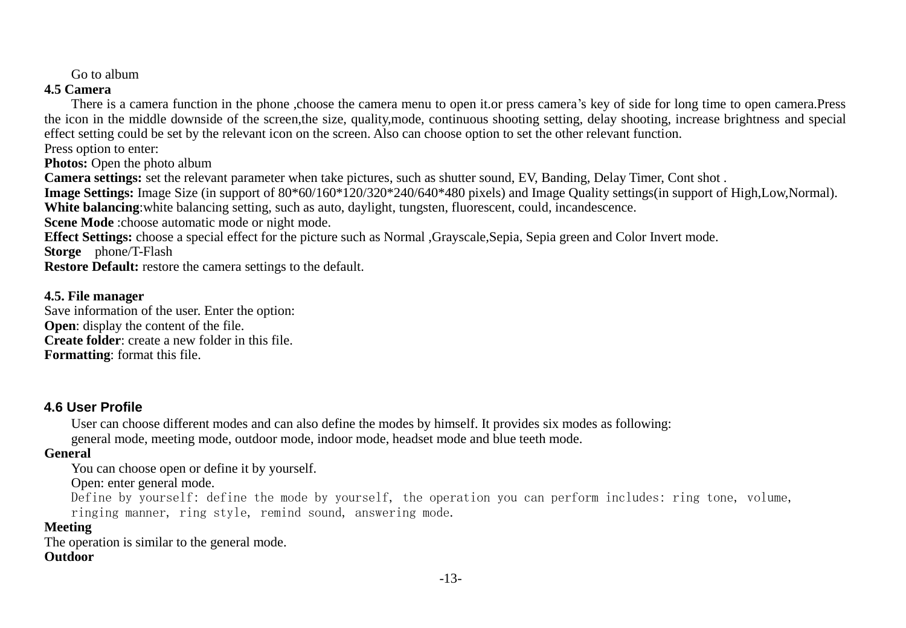Go to album

### 4.5 Camera

There is a camera function in the phone ,choose the camera menu to open it.or press camera's key of side for long time to open camera.Press the icon in the middle downside of the screen,the size, quality,mode, continuous shooting setting, delay shooting, increase brightness and special effect setting could be set by the relevant icon on the screen. Also can choose option to set the other relevant function.

Press option to enter:

**Photos:** Open the photo album

**Camera settings:** set the relevant parameter when take pictures, such as shutter sound, EV, Banding, Delay Timer, Cont shot .

**Image Settings:** Image Size (in support of 80*60/160*120/320*240/640*480 pixels) and Image Quality settings(in support of High,Low,Normal).

**White balancing**:white balancing setting, such as auto, daylight, tungsten, fluorescent, could, incandescence.

**Scene Mode** :choose automatic mode or night mode.

**Effect Settings:** choose a special effect for the picture such as Normal ,Grayscale,Sepia, Sepia green and Color Invert mode.

**Storge** phone/T-Flash

**Restore Default:** restore the camera settings to the default.

### 4.5. File manager

Save information of the user. Enter the option:

**Open**: display the content of the file.

**Create folder**: create a new folder in this file.

**Formatting**: format this file.

### 4.6 User Profile

User can choose different modes and can also define the modes by himself. It provides six modes as following:

general mode, meeting mode, outdoor mode, indoor mode, headset mode and blue teeth mode.

**General**

You can choose open or define it by yourself.

Open: enter general mode.

Define by yourself: define the mode by yourself, the operation you can perform includes: ring tone, volume, ringing manner, ring style, remind sound, answering mode.

**Meeting**

The operation is similar to the general mode.

**Outdoor**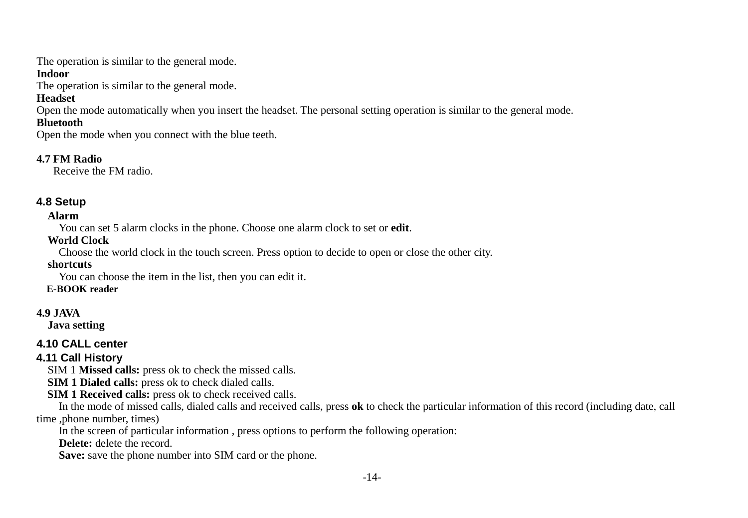The operation is similar to the general mode.

**Indoor**

The operation is similar to the general mode.

**Headset**

Open the mode automatically when you insert the headset. The personal setting operation is similar to the general mode.

**Bluetooth**

Open the mode when you connect with the blue teeth.

**4.7 FM Radio**

Receive the FM radio.

## 4.8 Setup

**Alarm**

You can set 5 alarm clocks in the phone. Choose one alarm clock to set or **edit**.

**World Clock**

Choose the world clock in the touch screen. Press option to decide to open or close the other city.

**shortcuts**

You can choose the item in the list, then you can edit it.

**E-BOOK reader**

**4.9 JAVA**

**Java setting**

## 4.10 CALL center

## 4.11 Call History

SIM 1 **Missed calls:** press ok to check the missed calls.

**SIM 1 Dialed calls:** press ok to check dialed calls.

**SIM 1 Received calls:** press ok to check received calls.

In the mode of missed calls, dialed calls and received calls, press **ok** to check the particular information of this record (including date, call time ,phone number, times)

In the screen of particular information , press options to perform the following operation:

**Delete:** delete the record.

**Save:** save the phone number into SIM card or the phone.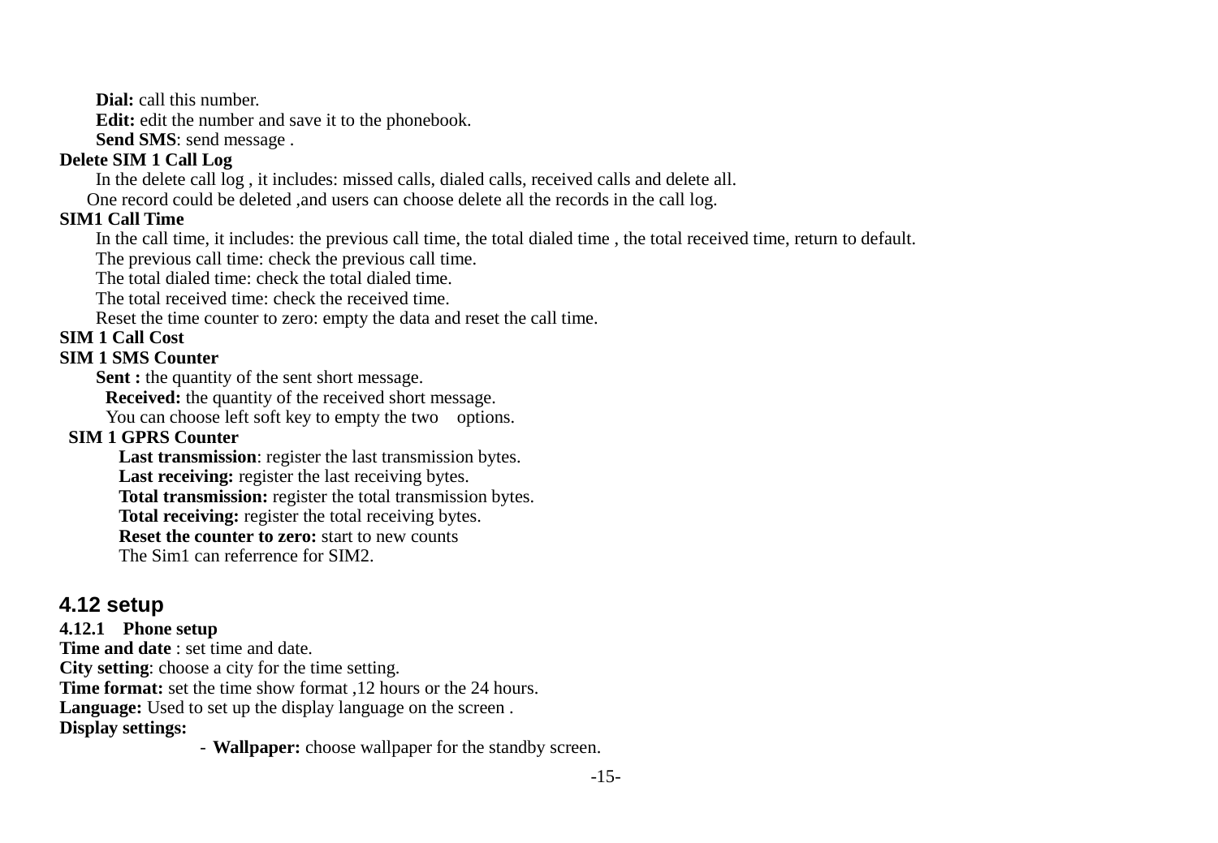**Dial:** call this number.

**Edit:** edit the number and save it to the phonebook.

**Send SMS**: send message .

**Delete SIM 1 Call Log**

In the delete call log , it includes: missed calls, dialed calls, received calls and delete all.

One record could be deleted ,and users can choose delete all the records in the call log.

**SIM1 Call Time**

In the call time, it includes: the previous call time, the total dialed time , the total received time, return to default.

The previous call time: check the previous call time.

The total dialed time: check the total dialed time.

The total received time: check the received time.

Reset the time counter to zero: empty the data and reset the call time.

**SIM 1 Call Cost**

**SIM 1 SMS Counter**

**Sent :** the quantity of the sent short message.

**Received:** the quantity of the received short message.

You can choose left soft key to empty the two options.

**SIM 1 GPRS Counter**

**Last transmission**: register the last transmission bytes.

**Last receiving:** register the last receiving bytes.

**Total transmission:** register the total transmission bytes.

**Total receiving:** register the total receiving bytes.

**Reset the counter to zero:** start to new counts

The Sim1 can referrence for SIM2.

## 4.12 setup

### 4.12.1 Phone setup

**Time and date** : set time and date.

**City setting**: choose a city for the time setting.

**Time format:** set the time show format ,12 hours or the 24 hours.

**Language:** Used to set up the display language on the screen .

**Display settings:**

- **Wallpaper:** choose wallpaper for the standby screen.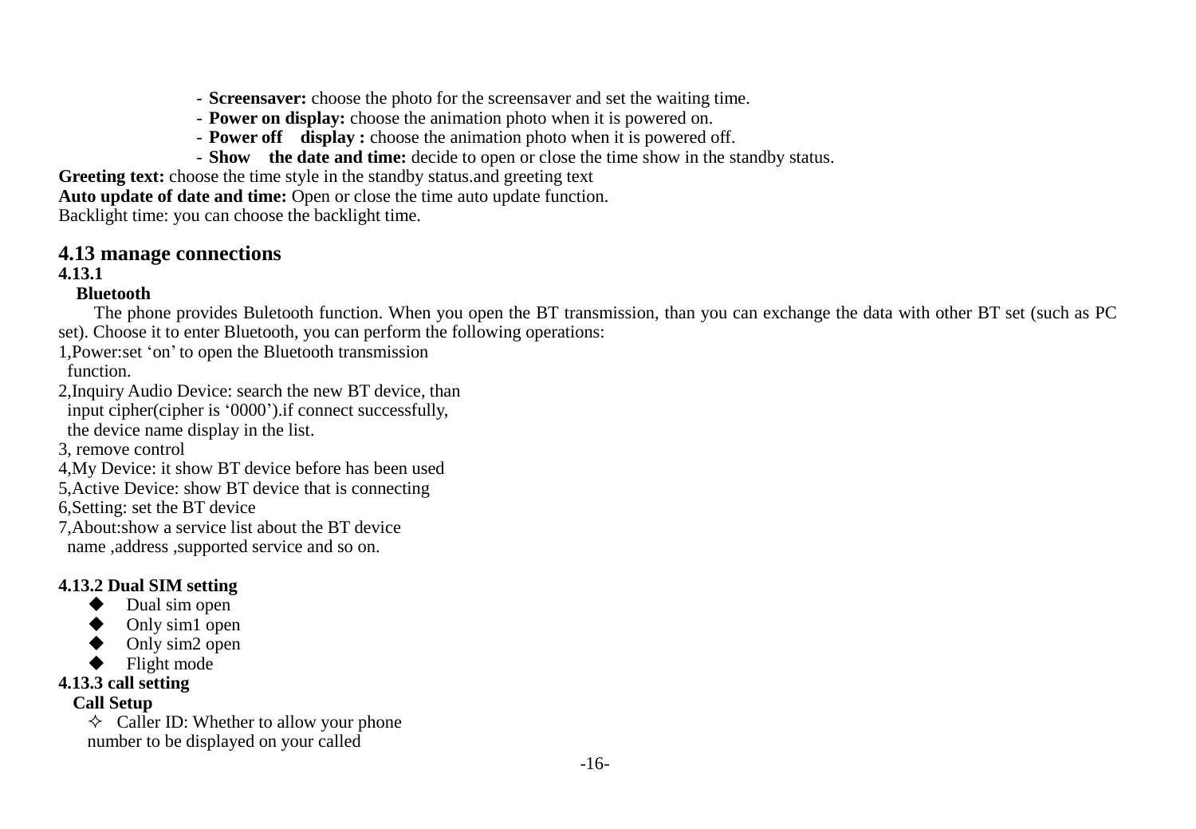- **Screensaver:** choose the photo for the screensaver and set the waiting time.
- **Power on display:** choose the animation photo when it is powered on.
- **Power off display :** choose the animation photo when it is powered off.
- **Show the date and time:** decide to open or close the time show in the standby status.

**Greeting text:** choose the time style in the standby status.and greeting text

**Auto update of date and time:** Open or close the time auto update function.

Backlight time: you can choose the backlight time.

## 4.13 manage connections

### 4.13.1

**Bluetooth**

The phone provides Buletooth function. When you open the BT transmission, than you can exchange the data with other BT set (such as PC set). Choose it to enter Bluetooth, you can perform the following operations:

1,Power:set 'on' to open the Bluetooth transmission function.

2,Inquiry Audio Device: search the new BT device, than input cipher(cipher is '0000').if connect successfully, the device name display in the list.

3, remove control

4,My Device: it show BT device before has been used

5,Active Device: show BT device that is connecting

6,Setting: set the BT device

7,About:show a service list about the BT device name ,address ,supported service and so on.

### 4.13.2 Dual SIM setting

- Dual sim open
- Only sim1 open
- Only sim2 open
- Flight mode

### 4.13.3 call setting

**Call Setup**

- Caller ID: Whether to allow your phone number to be displayed on your called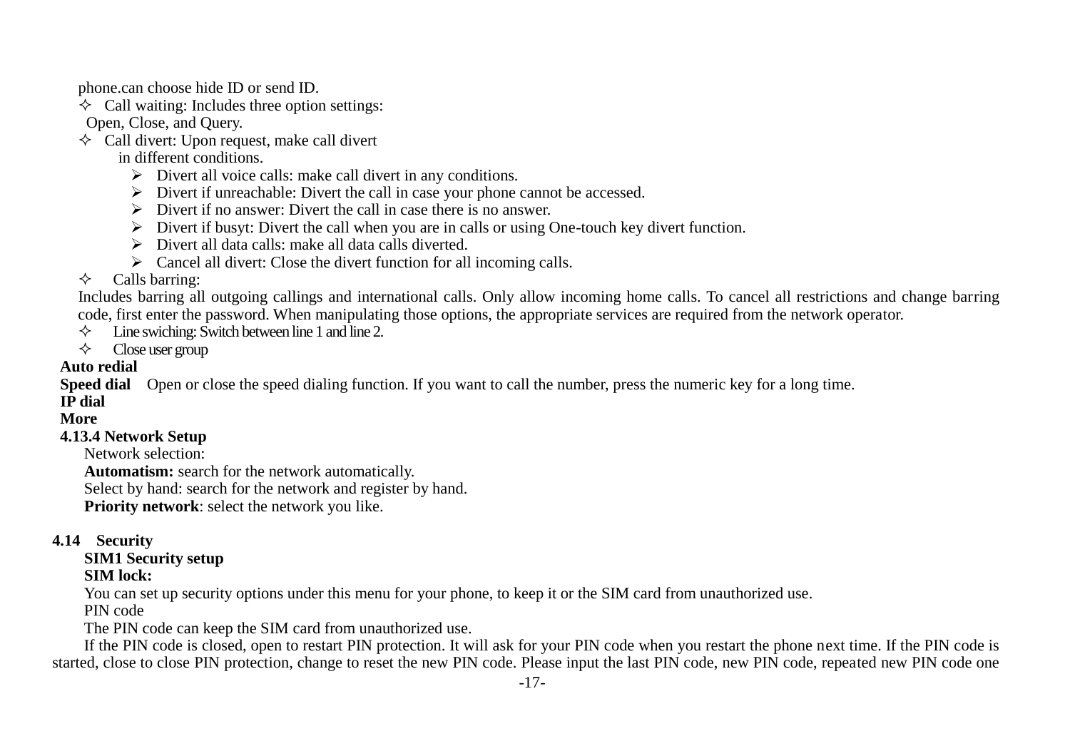phone.can choose hide ID or send ID.

- ✧ Call waiting: Includes three option settings: Open, Close, and Query.
- ✧ Call divert: Upon request, make call divert in different conditions.
  - ➢ Divert all voice calls: make call divert in any conditions.
  - ➢ Divert if unreachable: Divert the call in case your phone cannot be accessed.
  - ➢ Divert if no answer: Divert the call in case there is no answer.
  - ➢ Divert if busyt: Divert the call when you are in calls or using One-touch key divert function.
  - ➢ Divert all data calls: make all data calls diverted.
  - ➢ Cancel all divert: Close the divert function for all incoming calls.
- ✧ Calls barring:

Includes barring all outgoing callings and international calls. Only allow incoming home calls. To cancel all restrictions and change barring code, first enter the password. When manipulating those options, the appropriate services are required from the network operator.

- ✧ Line swiching: Switch between line 1 and line 2.
- ✧ Close user group

**Auto redial**

**Speed dial** Open or close the speed dialing function. If you want to call the number, press the numeric key for a long time.

**IP dial**

**More**

**4.13.4 Network Setup**

Network selection:

**Automatism:** search for the network automatically.

Select by hand: search for the network and register by hand.

**Priority network**: select the network you like.

## 4.14 Security

**SIM1 Security setup**

**SIM lock:**

You can set up security options under this menu for your phone, to keep it or the SIM card from unauthorized use.

PIN code

The PIN code can keep the SIM card from unauthorized use.

If the PIN code is closed, open to restart PIN protection. It will ask for your PIN code when you restart the phone next time. If the PIN code is started, close to close PIN protection, change to reset the new PIN code. Please input the last PIN code, new PIN code, repeated new PIN code one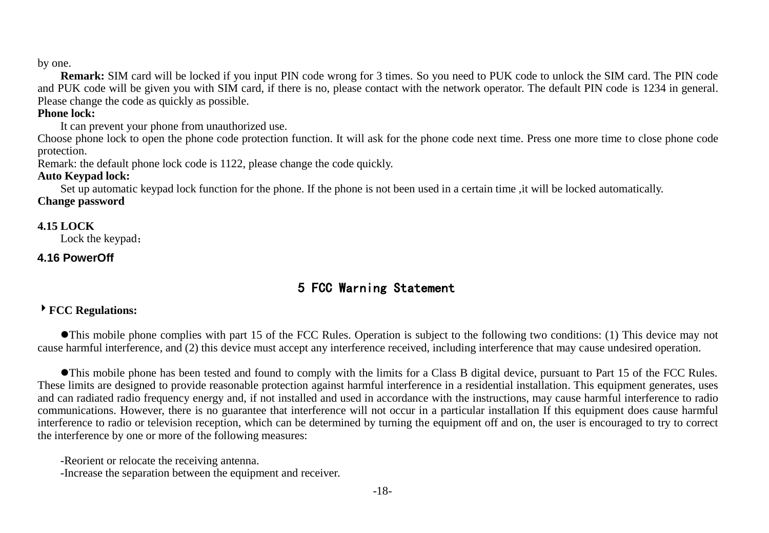by one.

**Remark:** SIM card will be locked if you input PIN code wrong for 3 times. So you need to PUK code to unlock the SIM card. The PIN code and PUK code will be given you with SIM card, if there is no, please contact with the network operator. The default PIN code is 1234 in general. Please change the code as quickly as possible.

**Phone lock:**

It can prevent your phone from unauthorized use.

Choose phone lock to open the phone code protection function. It will ask for the phone code next time. Press one more time to close phone code protection.

Remark: the default phone lock code is 1122, please change the code quickly.

**Auto Keypad lock:**

Set up automatic keypad lock function for the phone. If the phone is not been used in a certain time ,it will be locked automatically.

**Change password**

### 4.15 LOCK

Lock the keypad；

### 4.16 PowerOff

## 5 FCC Warning Statement

**FCC Regulations:**

- This mobile phone complies with part 15 of the FCC Rules. Operation is subject to the following two conditions: (1) This device may not cause harmful interference, and (2) this device must accept any interference received, including interference that may cause undesired operation.

- This mobile phone has been tested and found to comply with the limits for a Class B digital device, pursuant to Part 15 of the FCC Rules. These limits are designed to provide reasonable protection against harmful interference in a residential installation. This equipment generates, uses and can radiated radio frequency energy and, if not installed and used in accordance with the instructions, may cause harmful interference to radio communications. However, there is no guarantee that interference will not occur in a particular installation If this equipment does cause harmful interference to radio or television reception, which can be determined by turning the equipment off and on, the user is encouraged to try to correct the interference by one or more of the following measures:

-Reorient or relocate the receiving antenna.

-Increase the separation between the equipment and receiver.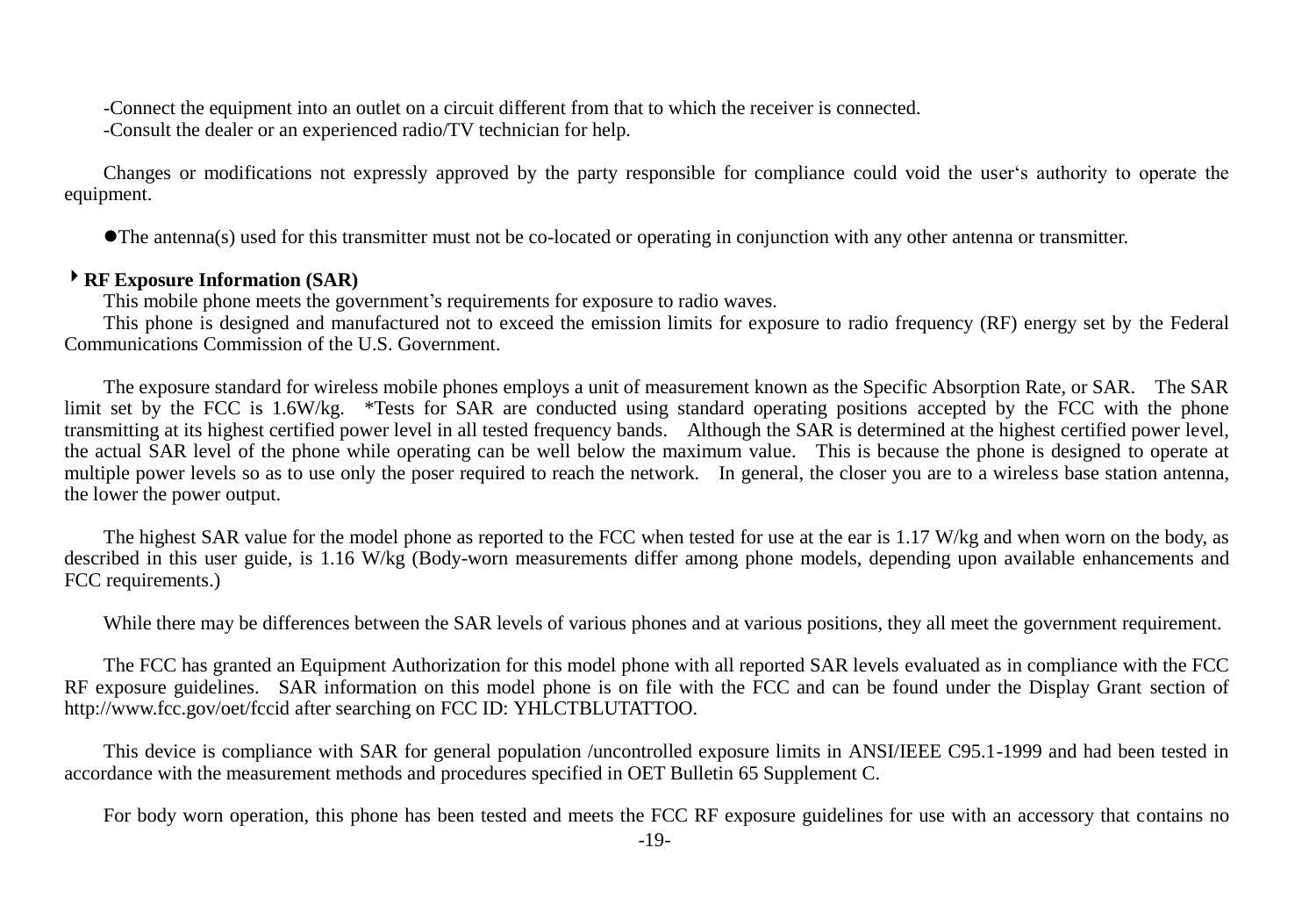-Connect the equipment into an outlet on a circuit different from that to which the receiver is connected.
-Consult the dealer or an experienced radio/TV technician for help.

Changes or modifications not expressly approved by the party responsible for compliance could void the user's authority to operate the equipment.

- The antenna(s) used for this transmitter must not be co-located or operating in conjunction with any other antenna or transmitter.

## RF Exposure Information (SAR)

This mobile phone meets the government's requirements for exposure to radio waves.

This phone is designed and manufactured not to exceed the emission limits for exposure to radio frequency (RF) energy set by the Federal Communications Commission of the U.S. Government.

The exposure standard for wireless mobile phones employs a unit of measurement known as the Specific Absorption Rate, or SAR. The SAR limit set by the FCC is 1.6W/kg. *Tests for SAR are conducted using standard operating positions accepted by the FCC with the phone transmitting at its highest certified power level in all tested frequency bands. Although the SAR is determined at the highest certified power level, the actual SAR level of the phone while operating can be well below the maximum value. This is because the phone is designed to operate at multiple power levels so as to use only the poser required to reach the network. In general, the closer you are to a wireless base station antenna, the lower the power output.

The highest SAR value for the model phone as reported to the FCC when tested for use at the ear is 1.17 W/kg and when worn on the body, as described in this user guide, is 1.16 W/kg (Body-worn measurements differ among phone models, depending upon available enhancements and FCC requirements.)

While there may be differences between the SAR levels of various phones and at various positions, they all meet the government requirement.

The FCC has granted an Equipment Authorization for this model phone with all reported SAR levels evaluated as in compliance with the FCC RF exposure guidelines. SAR information on this model phone is on file with the FCC and can be found under the Display Grant section of http://www.fcc.gov/oet/fccid after searching on FCC ID: YHLCTBLUTATTOO.

This device is compliance with SAR for general population /uncontrolled exposure limits in ANSI/IEEE C95.1-1999 and had been tested in accordance with the measurement methods and procedures specified in OET Bulletin 65 Supplement C.

For body worn operation, this phone has been tested and meets the FCC RF exposure guidelines for use with an accessory that contains no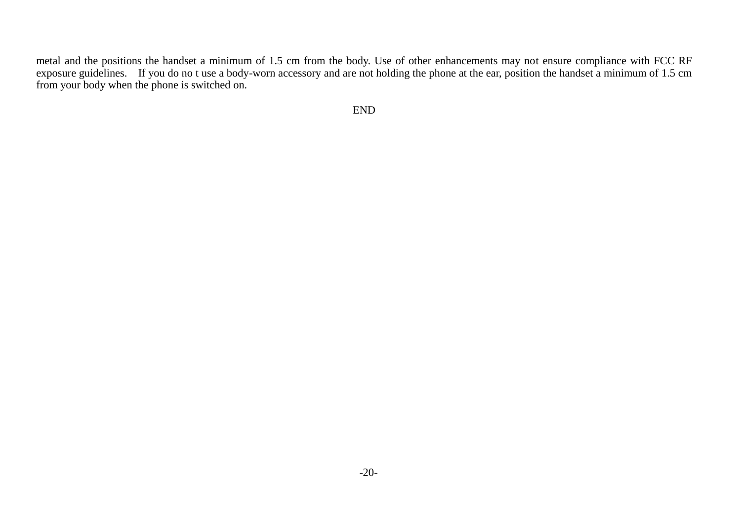metal and the positions the handset a minimum of 1.5 cm from the body. Use of other enhancements may not ensure compliance with FCC RF exposure guidelines. If you do no t use a body-worn accessory and are not holding the phone at the ear, position the handset a minimum of 1.5 cm from your body when the phone is switched on.

END